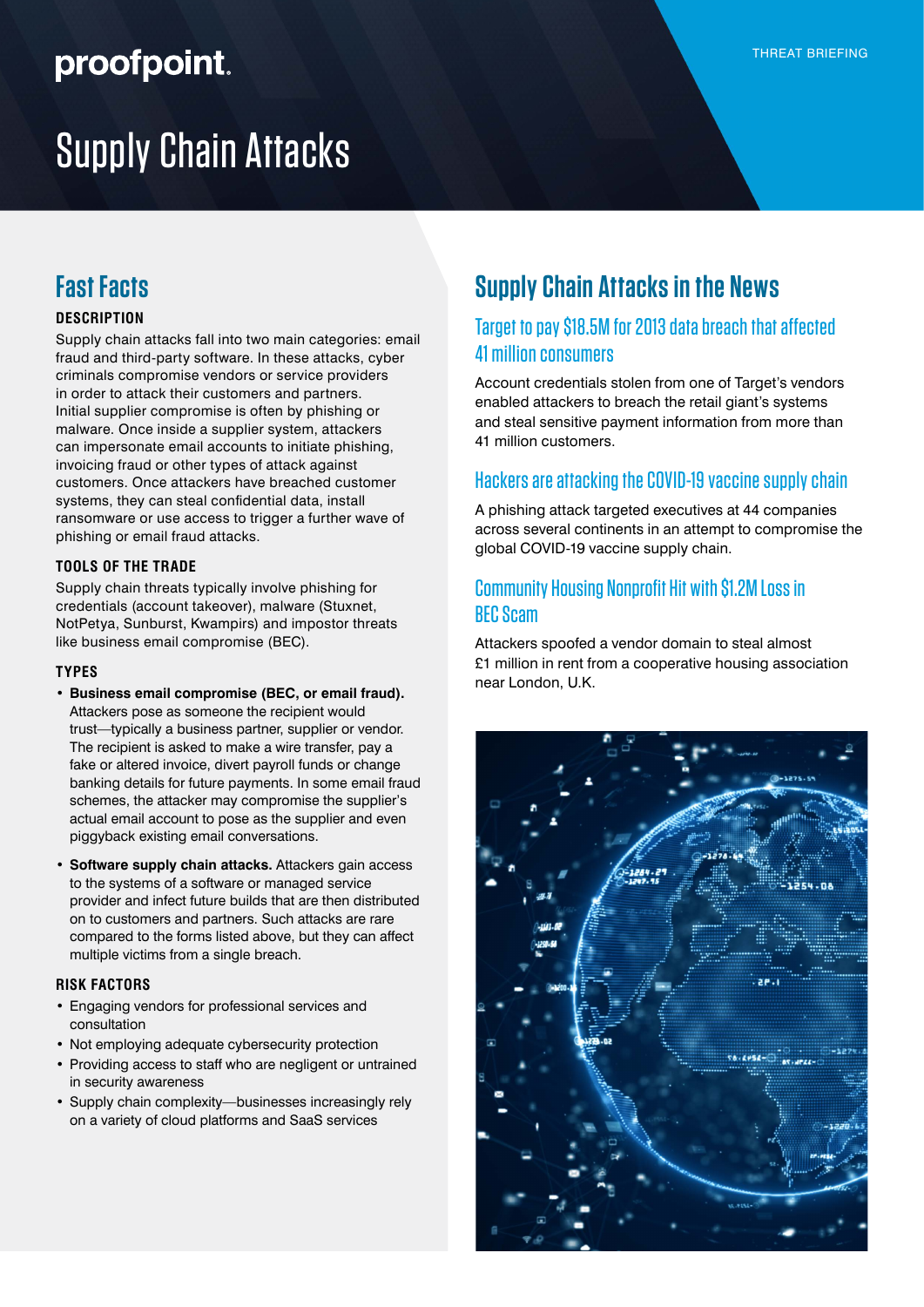proofpoint.

THREAT BRIEFING

# Supply Chain Attacks

## Fast Facts

### DESCRIPTION

Supply chain attacks fall into two main categories: email fraud and third-party software. In these attacks, cyber criminals compromise vendors or service providers in order to attack their customers and partners. Initial supplier compromise is often by phishing or malware. Once inside a supplier system, attackers can impersonate email accounts to initiate phishing, invoicing fraud or other types of attack against customers. Once attackers have breached customer systems, they can steal confidential data, install ransomware or use access to trigger a further wave of phishing or email fraud attacks.

### TOOLS OF THE TRADE

Supply chain threats typically involve phishing for credentials (account takeover), malware (Stuxnet, NotPetya, Sunburst, Kwampirs) and impostor threats like business email compromise (BEC).

### TYPES

- **Business email compromise (BEC, or email fraud).** Attackers pose as someone the recipient would trust—typically a business partner, supplier or vendor. The recipient is asked to make a wire transfer, pay a fake or altered invoice, divert payroll funds or change banking details for future payments. In some email fraud schemes, the attacker may compromise the supplier's actual email account to pose as the supplier and even piggyback existing email conversations.
- **Software supply chain attacks.** Attackers gain access to the systems of a software or managed service provider and infect future builds that are then distributed on to customers and partners. Such attacks are rare compared to the forms listed above, but they can affect multiple victims from a single breach.

### RISK FACTORS

- Engaging vendors for professional services and consultation
- Not employing adequate cybersecurity protection
- Providing access to staff who are negligent or untrained in security awareness
- Supply chain complexity—businesses increasingly rely on a variety of cloud platforms and SaaS services

## Supply Chain Attacks in the News

### Target to pay $18.5M for 2013 data breach that affected 41 million consumers

Account credentials stolen from one of Target's vendors enabled attackers to breach the retail giant's systems and steal sensitive payment information from more than 41 million customers.

### Hackers are attacking the COVID-19 vaccine supply chain

A phishing attack targeted executives at 44 companies across several continents in an attempt to compromise the global COVID-19 vaccine supply chain.

### Community Housing Nonprofit Hit with $1.2M Loss in BEC Scam

Attackers spoofed a vendor domain to steal almost £1 million in rent from a cooperative housing association near London, U.K.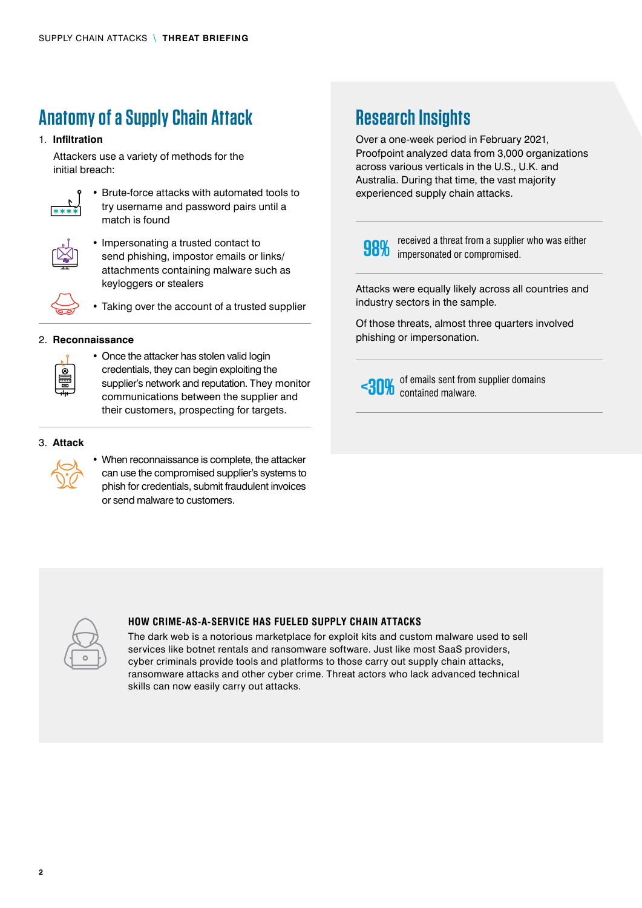## Anatomy of a Supply Chain Attack

1. **Infiltration**

   Attackers use a variety of methods for the initial breach:

   - Brute-force attacks with automated tools to try username and password pairs until a match is found
   - Impersonating a trusted contact to send phishing, impostor emails or links/ attachments containing malware such as keyloggers or stealers
   - Taking over the account of a trusted supplier

2. **Reconnaissance**

   - Once the attacker has stolen valid login credentials, they can begin exploiting the supplier's network and reputation. They monitor communications between the supplier and their customers, prospecting for targets.

3. **Attack**

   - When reconnaissance is complete, the attacker can use the compromised supplier's systems to phish for credentials, submit fraudulent invoices or send malware to customers.

## Research Insights

Over a one-week period in February 2021, Proofpoint analyzed data from 3,000 organizations across various verticals in the U.S., U.K. and Australia. During that time, the vast majority experienced supply chain attacks.

**98%** received a threat from a supplier who was either impersonated or compromised.

Attacks were equally likely across all countries and industry sectors in the sample.

Of those threats, almost three quarters involved phishing or impersonation.

**<30%** of emails sent from supplier domains contained malware.

### HOW CRIME-AS-A-SERVICE HAS FUELED SUPPLY CHAIN ATTACKS

The dark web is a notorious marketplace for exploit kits and custom malware used to sell services like botnet rentals and ransomware software. Just like most SaaS providers, cyber criminals provide tools and platforms to those carry out supply chain attacks, ransomware attacks and other cyber crime. Threat actors who lack advanced technical skills can now easily carry out attacks.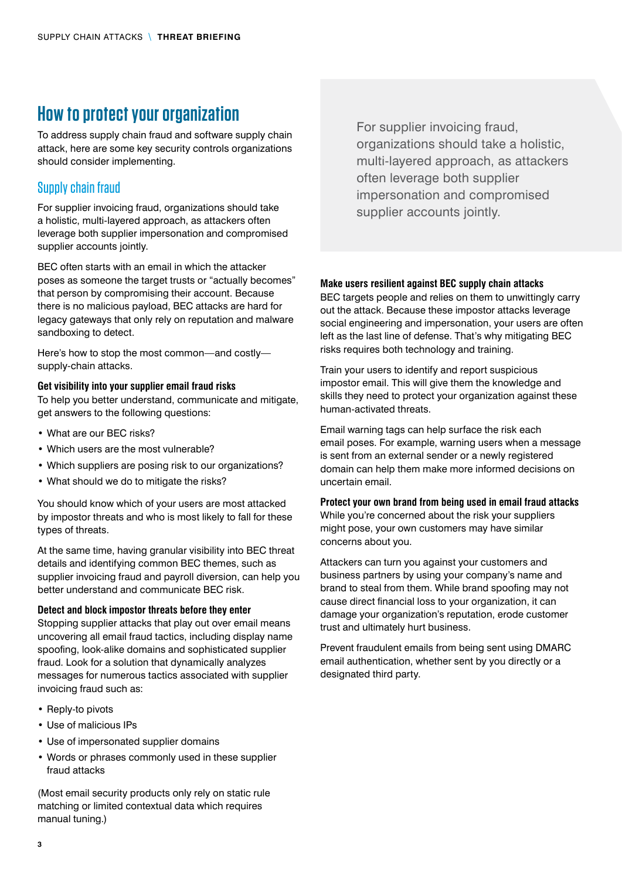# How to protect your organization

To address supply chain fraud and software supply chain attack, here are some key security controls organizations should consider implementing.

## Supply chain fraud

For supplier invoicing fraud, organizations should take a holistic, multi-layered approach, as attackers often leverage both supplier impersonation and compromised supplier accounts jointly.

BEC often starts with an email in which the attacker poses as someone the target trusts or "actually becomes" that person by compromising their account. Because there is no malicious payload, BEC attacks are hard for legacy gateways that only rely on reputation and malware sandboxing to detect.

Here's how to stop the most common—and costly—supply-chain attacks.

### Get visibility into your supplier email fraud risks

To help you better understand, communicate and mitigate, get answers to the following questions:

- What are our BEC risks?
- Which users are the most vulnerable?
- Which suppliers are posing risk to our organizations?
- What should we do to mitigate the risks?

You should know which of your users are most attacked by impostor threats and who is most likely to fall for these types of threats.

At the same time, having granular visibility into BEC threat details and identifying common BEC themes, such as supplier invoicing fraud and payroll diversion, can help you better understand and communicate BEC risk.

### Detect and block impostor threats before they enter

Stopping supplier attacks that play out over email means uncovering all email fraud tactics, including display name spoofing, look-alike domains and sophisticated supplier fraud. Look for a solution that dynamically analyzes messages for numerous tactics associated with supplier invoicing fraud such as:

- Reply-to pivots
- Use of malicious IPs
- Use of impersonated supplier domains
- Words or phrases commonly used in these supplier fraud attacks

(Most email security products only rely on static rule matching or limited contextual data which requires manual tuning.)

> For supplier invoicing fraud, organizations should take a holistic, multi-layered approach, as attackers often leverage both supplier impersonation and compromised supplier accounts jointly.

### Make users resilient against BEC supply chain attacks

BEC targets people and relies on them to unwittingly carry out the attack. Because these impostor attacks leverage social engineering and impersonation, your users are often left as the last line of defense. That's why mitigating BEC risks requires both technology and training.

Train your users to identify and report suspicious impostor email. This will give them the knowledge and skills they need to protect your organization against these human-activated threats.

Email warning tags can help surface the risk each email poses. For example, warning users when a message is sent from an external sender or a newly registered domain can help them make more informed decisions on uncertain email.

### Protect your own brand from being used in email fraud attacks

While you're concerned about the risk your suppliers might pose, your own customers may have similar concerns about you.

Attackers can turn you against your customers and business partners by using your company's name and brand to steal from them. While brand spoofing may not cause direct financial loss to your organization, it can damage your organization's reputation, erode customer trust and ultimately hurt business.

Prevent fraudulent emails from being sent using DMARC email authentication, whether sent by you directly or a designated third party.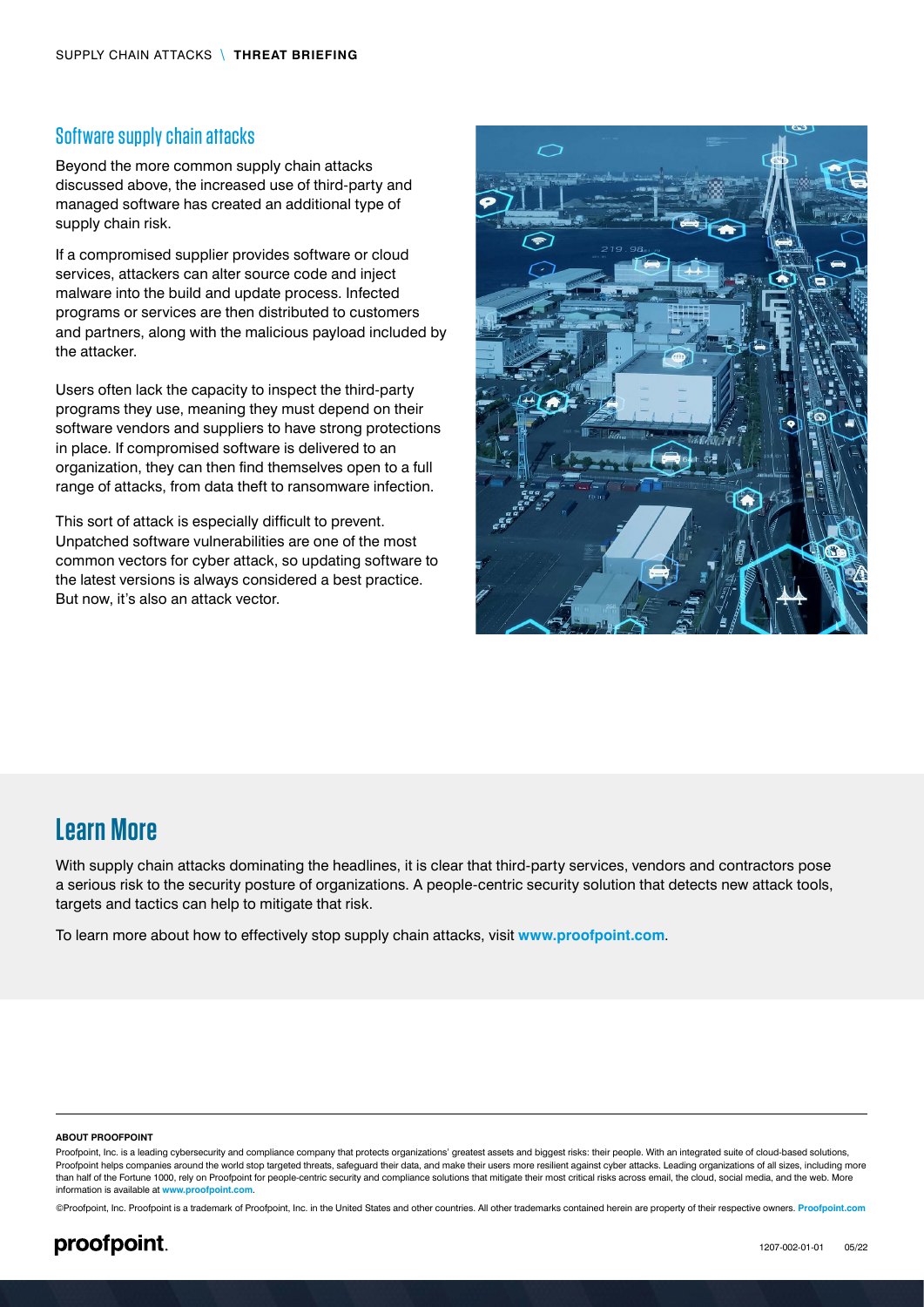## Software supply chain attacks

Beyond the more common supply chain attacks discussed above, the increased use of third-party and managed software has created an additional type of supply chain risk.

If a compromised supplier provides software or cloud services, attackers can alter source code and inject malware into the build and update process. Infected programs or services are then distributed to customers and partners, along with the malicious payload included by the attacker.

Users often lack the capacity to inspect the third-party programs they use, meaning they must depend on their software vendors and suppliers to have strong protections in place. If compromised software is delivered to an organization, they can then find themselves open to a full range of attacks, from data theft to ransomware infection.

This sort of attack is especially difficult to prevent. Unpatched software vulnerabilities are one of the most common vectors for cyber attack, so updating software to the latest versions is always considered a best practice. But now, it's also an attack vector.

# Learn More

With supply chain attacks dominating the headlines, it is clear that third-party services, vendors and contractors pose a serious risk to the security posture of organizations. A people-centric security solution that detects new attack tools, targets and tactics can help to mitigate that risk.

To learn more about how to effectively stop supply chain attacks, visit **www.proofpoint.com**.

**ABOUT PROOFPOINT**

Proofpoint, Inc. is a leading cybersecurity and compliance company that protects organizations' greatest assets and biggest risks: their people. With an integrated suite of cloud-based solutions, Proofpoint helps companies around the world stop targeted threats, safeguard their data, and make their users more resilient against cyber attacks. Leading organizations of all sizes, including more than half of the Fortune 1000, rely on Proofpoint for people-centric security and compliance solutions that mitigate their most critical risks across email, the cloud, social media, and the web. More information is available at **www.proofpoint.com**.

©Proofpoint, Inc. Proofpoint is a trademark of Proofpoint, Inc. in the United States and other countries. All other trademarks contained herein are property of their respective owners. **Proofpoint.com**

proofpoint.

1207-002-01-01 05/22